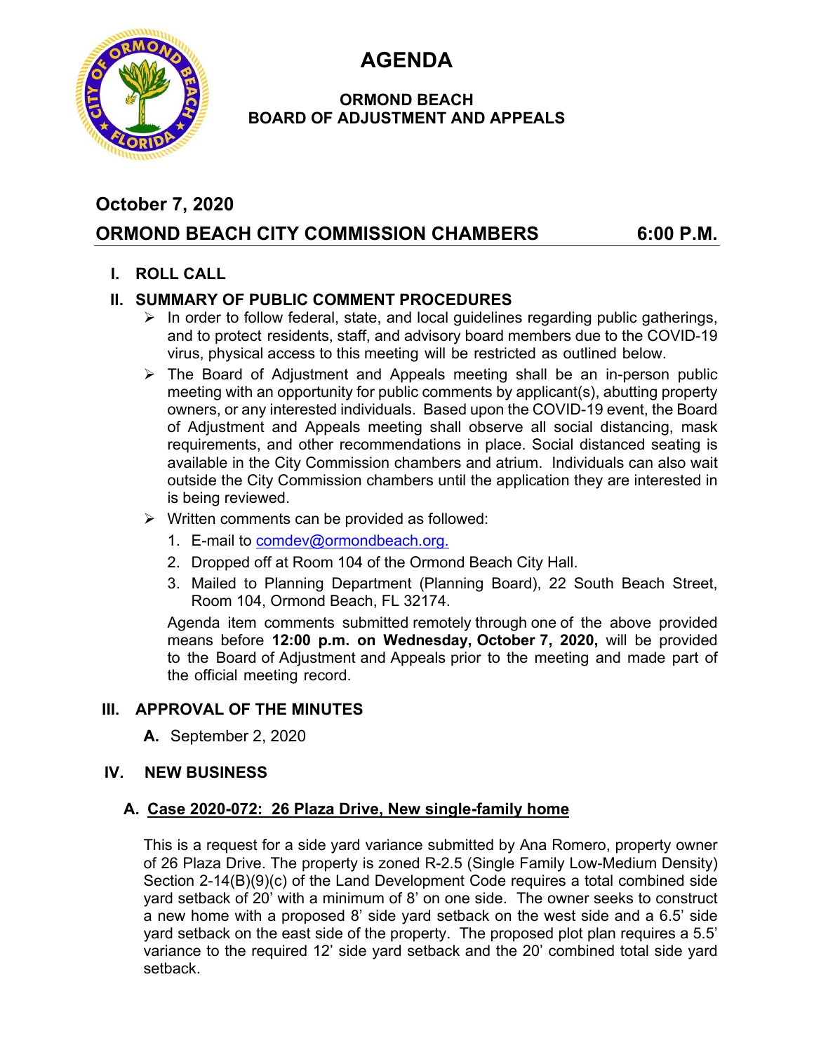# AGENDA

## ORMOND BEACH BOARD OF ADJUSTMENT AND APPEALS

**October 7, 2020**

**ORMOND BEACH CITY COMMISSION CHAMBERS 6:00 P.M.**

## I. ROLL CALL

## II. SUMMARY OF PUBLIC COMMENT PROCEDURES

- In order to follow federal, state, and local guidelines regarding public gatherings, and to protect residents, staff, and advisory board members due to the COVID-19 virus, physical access to this meeting will be restricted as outlined below.
- The Board of Adjustment and Appeals meeting shall be an in-person public meeting with an opportunity for public comments by applicant(s), abutting property owners, or any interested individuals. Based upon the COVID-19 event, the Board of Adjustment and Appeals meeting shall observe all social distancing, mask requirements, and other recommendations in place. Social distanced seating is available in the City Commission chambers and atrium. Individuals can also wait outside the City Commission chambers until the application they are interested in is being reviewed.
- Written comments can be provided as followed:
  1. E-mail to comdev@ormondbeach.org.
  2. Dropped off at Room 104 of the Ormond Beach City Hall.
  3. Mailed to Planning Department (Planning Board), 22 South Beach Street, Room 104, Ormond Beach, FL 32174.

  Agenda item comments submitted remotely through one of the above provided means before **12:00 p.m. on Wednesday, October 7, 2020,** will be provided to the Board of Adjustment and Appeals prior to the meeting and made part of the official meeting record.

## III. APPROVAL OF THE MINUTES

**A.** September 2, 2020

## IV. NEW BUSINESS

### A. Case 2020-072: 26 Plaza Drive, New single-family home

This is a request for a side yard variance submitted by Ana Romero, property owner of 26 Plaza Drive. The property is zoned R-2.5 (Single Family Low-Medium Density) Section 2-14(B)(9)(c) of the Land Development Code requires a total combined side yard setback of 20' with a minimum of 8' on one side. The owner seeks to construct a new home with a proposed 8' side yard setback on the west side and a 6.5' side yard setback on the east side of the property. The proposed plot plan requires a 5.5' variance to the required 12' side yard setback and the 20' combined total side yard setback.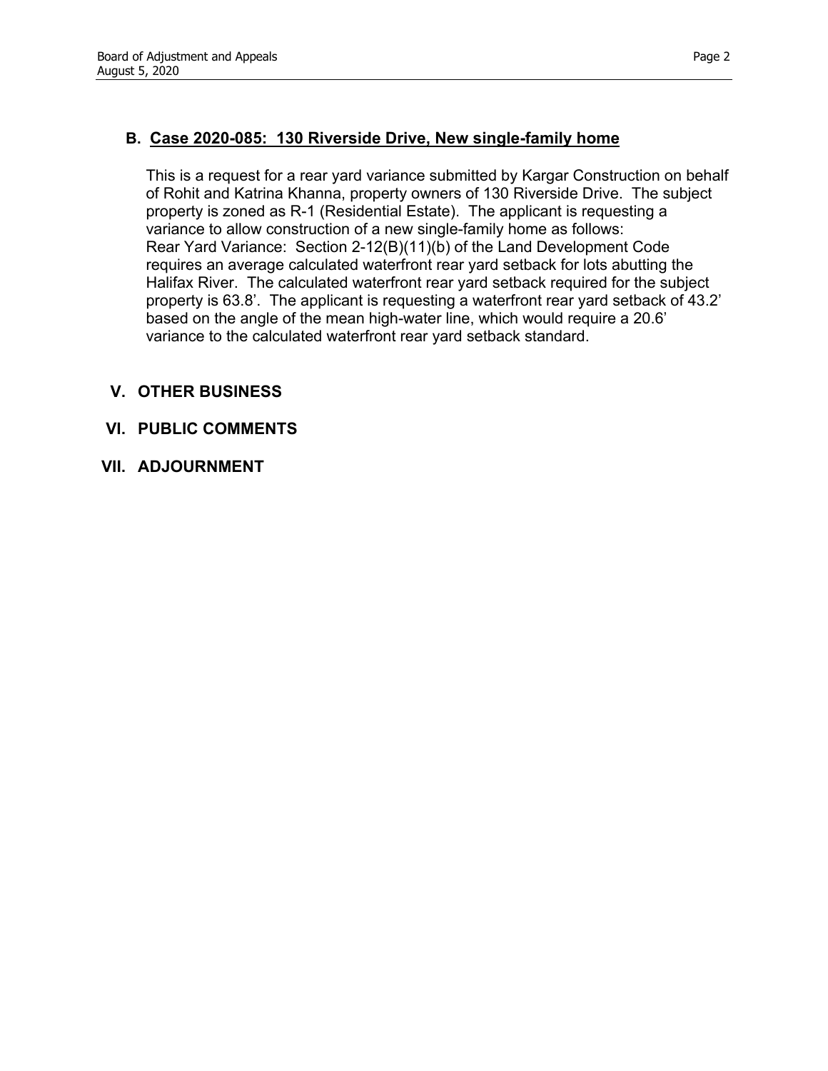**B. <u>Case 2020-085: 130 Riverside Drive, New single-family home</u>**

This is a request for a rear yard variance submitted by Kargar Construction on behalf of Rohit and Katrina Khanna, property owners of 130 Riverside Drive. The subject property is zoned as R-1 (Residential Estate). The applicant is requesting a variance to allow construction of a new single-family home as follows:
Rear Yard Variance: Section 2-12(B)(11)(b) of the Land Development Code requires an average calculated waterfront rear yard setback for lots abutting the Halifax River. The calculated waterfront rear yard setback required for the subject property is 63.8'. The applicant is requesting a waterfront rear yard setback of 43.2' based on the angle of the mean high-water line, which would require a 20.6' variance to the calculated waterfront rear yard setback standard.

## V. OTHER BUSINESS

## VI. PUBLIC COMMENTS

## VII. ADJOURNMENT